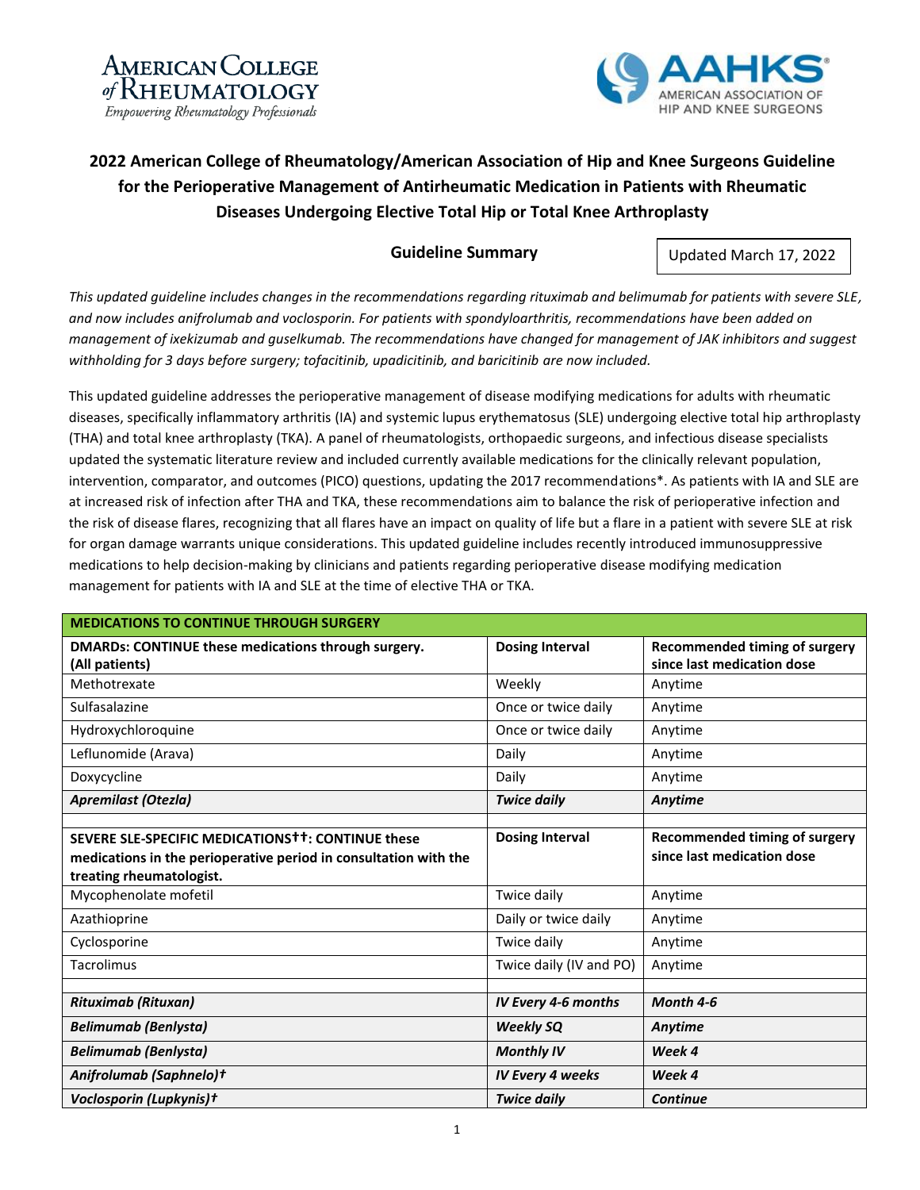**AMERICAN COLLEGE of RHEUMATOLOGY**
*Empowering Rheumatology Professionals*

**AAHKS** AMERICAN ASSOCIATION OF HIP AND KNEE SURGEONS

# 2022 American College of Rheumatology/American Association of Hip and Knee Surgeons Guideline for the Perioperative Management of Antirheumatic Medication in Patients with Rheumatic Diseases Undergoing Elective Total Hip or Total Knee Arthroplasty

## Guideline Summary

Updated March 17, 2022

*This updated guideline includes changes in the recommendations regarding rituximab and belimumab for patients with severe SLE, and now includes anifrolumab and voclosporin. For patients with spondyloarthritis, recommendations have been added on management of ixekizumab and guselkumab. The recommendations have changed for management of JAK inhibitors and suggest withholding for 3 days before surgery; tofacitinib, upadicitinib, and baricitinib are now included.*

This updated guideline addresses the perioperative management of disease modifying medications for adults with rheumatic diseases, specifically inflammatory arthritis (IA) and systemic lupus erythematosus (SLE) undergoing elective total hip arthroplasty (THA) and total knee arthroplasty (TKA). A panel of rheumatologists, orthopaedic surgeons, and infectious disease specialists updated the systematic literature review and included currently available medications for the clinically relevant population, intervention, comparator, and outcomes (PICO) questions, updating the 2017 recommendations*. As patients with IA and SLE are at increased risk of infection after THA and TKA, these recommendations aim to balance the risk of perioperative infection and the risk of disease flares, recognizing that all flares have an impact on quality of life but a flare in a patient with severe SLE at risk for organ damage warrants unique considerations. This updated guideline includes recently introduced immunosuppressive medications to help decision-making by clinicians and patients regarding perioperative disease modifying medication management for patients with IA and SLE at the time of elective THA or TKA.

| **MEDICATIONS TO CONTINUE THROUGH SURGERY** | | |
|---|---|---|
| **DMARDs: CONTINUE these medications through surgery. (All patients)** | **Dosing Interval** | **Recommended timing of surgery since last medication dose** |
| Methotrexate | Weekly | Anytime |
| Sulfasalazine | Once or twice daily | Anytime |
| Hydroxychloroquine | Once or twice daily | Anytime |
| Leflunomide (Arava) | Daily | Anytime |
| Doxycycline | Daily | Anytime |
| ***Apremilast (Otezla)*** | ***Twice daily*** | ***Anytime*** |
| | | |
| **SEVERE SLE-SPECIFIC MEDICATIONS††: CONTINUE these medications in the perioperative period in consultation with the treating rheumatologist.** | **Dosing Interval** | **Recommended timing of surgery since last medication dose** |
| Mycophenolate mofetil | Twice daily | Anytime |
| Azathioprine | Daily or twice daily | Anytime |
| Cyclosporine | Twice daily | Anytime |
| Tacrolimus | Twice daily (IV and PO) | Anytime |
| | | |
| ***Rituximab (Rituxan)*** | ***IV Every 4-6 months*** | ***Month 4-6*** |
| ***Belimumab (Benlysta)*** | ***Weekly SQ*** | ***Anytime*** |
| ***Belimumab (Benlysta)*** | ***Monthly IV*** | ***Week 4*** |
| ***Anifrolumab (Saphnelo)†*** | ***IV Every 4 weeks*** | ***Week 4*** |
| ***Voclosporin (Lupkynis)†*** | ***Twice daily*** | ***Continue*** |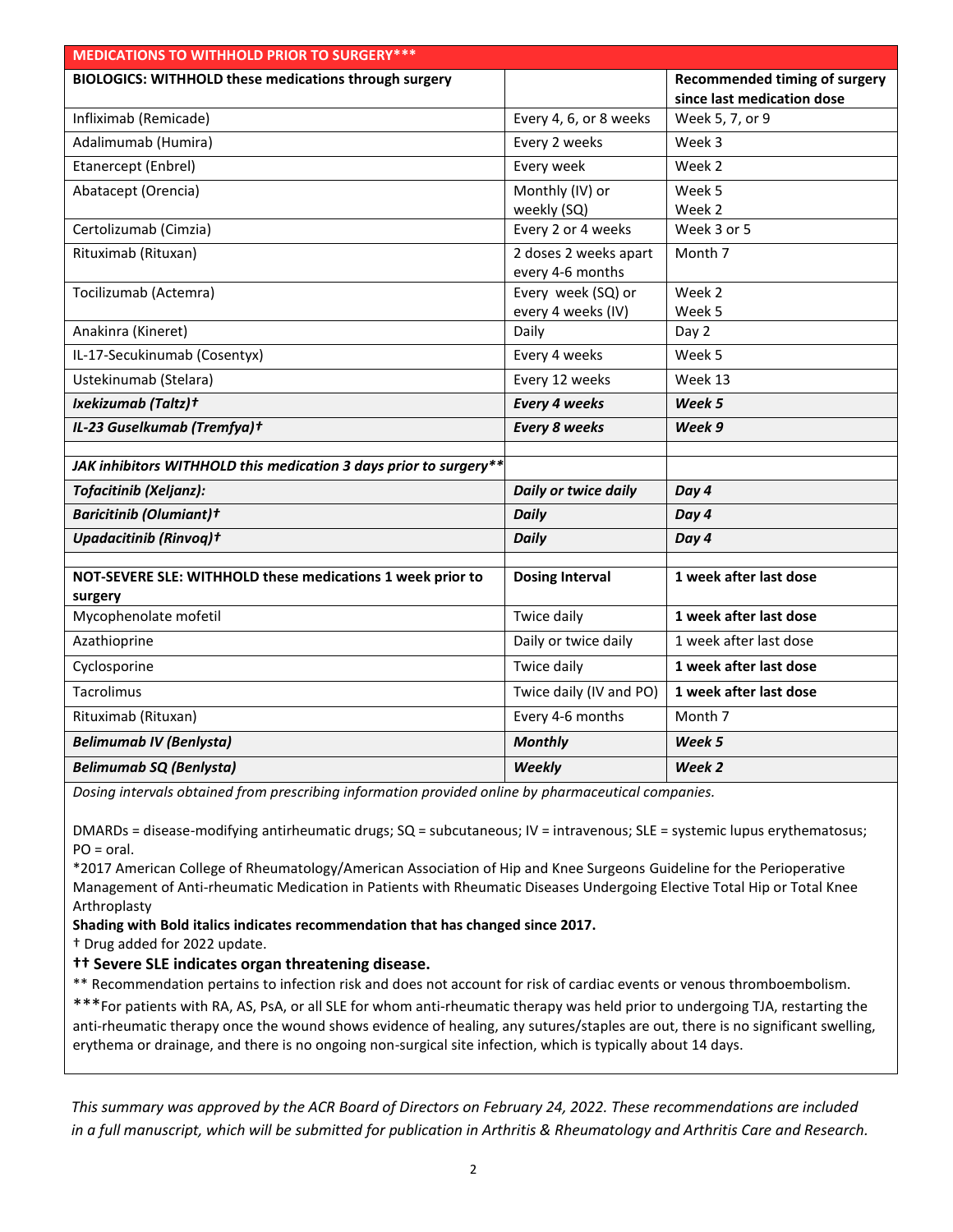| MEDICATIONS TO WITHHOLD PRIOR TO SURGERY*** | | |
|---|---|---|
| **BIOLOGICS: WITHHOLD these medications through surgery** | | **Recommended timing of surgery since last medication dose** |
| Infliximab (Remicade) | Every 4, 6, or 8 weeks | Week 5, 7, or 9 |
| Adalimumab (Humira) | Every 2 weeks | Week 3 |
| Etanercept (Enbrel) | Every week | Week 2 |
| Abatacept (Orencia) | Monthly (IV) or weekly (SQ) | Week 5 Week 2 |
| Certolizumab (Cimzia) | Every 2 or 4 weeks | Week 3 or 5 |
| Rituximab (Rituxan) | 2 doses 2 weeks apart every 4-6 months | Month 7 |
| Tocilizumab (Actemra) | Every week (SQ) or every 4 weeks (IV) | Week 2 Week 5 |
| Anakinra (Kineret) | Daily | Day 2 |
| IL-17-Secukinumab (Cosentyx) | Every 4 weeks | Week 5 |
| Ustekinumab (Stelara) | Every 12 weeks | Week 13 |
| ***Ixekizumab (Taltz)†*** | ***Every 4 weeks*** | ***Week 5*** |
| ***IL-23 Guselkumab (Tremfya)†*** | ***Every 8 weeks*** | ***Week 9*** |
| | | |
| ***JAK inhibitors WITHHOLD this medication 3 days prior to surgery**** | | |
| ***Tofacitinib (Xeljanz):*** | ***Daily or twice daily*** | ***Day 4*** |
| ***Baricitinib (Olumiant)†*** | ***Daily*** | ***Day 4*** |
| ***Upadacitinib (Rinvoq)†*** | ***Daily*** | ***Day 4*** |
| | | |
| **NOT-SEVERE SLE: WITHHOLD these medications 1 week prior to surgery** | **Dosing Interval** | **1 week after last dose** |
| Mycophenolate mofetil | Twice daily | **1 week after last dose** |
| Azathioprine | Daily or twice daily | 1 week after last dose |
| Cyclosporine | Twice daily | **1 week after last dose** |
| Tacrolimus | Twice daily (IV and PO) | **1 week after last dose** |
| Rituximab (Rituxan) | Every 4-6 months | Month 7 |
| ***Belimumab IV (Benlysta)*** | ***Monthly*** | ***Week 5*** |
| ***Belimumab SQ (Benlysta)*** | ***Weekly*** | ***Week 2*** |

*Dosing intervals obtained from prescribing information provided online by pharmaceutical companies.*

DMARDs = disease-modifying antirheumatic drugs; SQ = subcutaneous; IV = intravenous; SLE = systemic lupus erythematosus; PO = oral.

*2017 American College of Rheumatology/American Association of Hip and Knee Surgeons Guideline for the Perioperative Management of Anti-rheumatic Medication in Patients with Rheumatic Diseases Undergoing Elective Total Hip or Total Knee Arthroplasty

**Shading with Bold italics indicates recommendation that has changed since 2017.**

† Drug added for 2022 update.

**†† Severe SLE indicates organ threatening disease.**

** Recommendation pertains to infection risk and does not account for risk of cardiac events or venous thromboembolism.

***For patients with RA, AS, PsA, or all SLE for whom anti-rheumatic therapy was held prior to undergoing TJA, restarting the anti-rheumatic therapy once the wound shows evidence of healing, any sutures/staples are out, there is no significant swelling, erythema or drainage, and there is no ongoing non-surgical site infection, which is typically about 14 days.

*This summary was approved by the ACR Board of Directors on February 24, 2022. These recommendations are included in a full manuscript, which will be submitted for publication in Arthritis & Rheumatology and Arthritis Care and Research.*